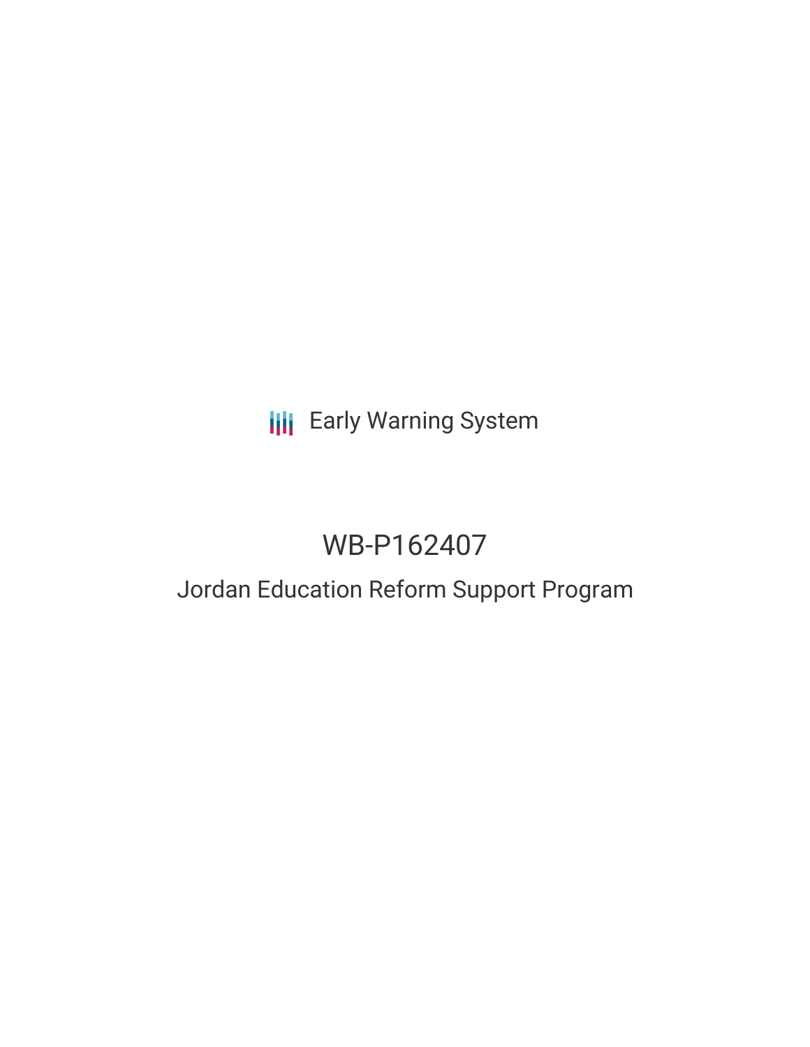Early Warning System

# WB-P162407

## Jordan Education Reform Support Program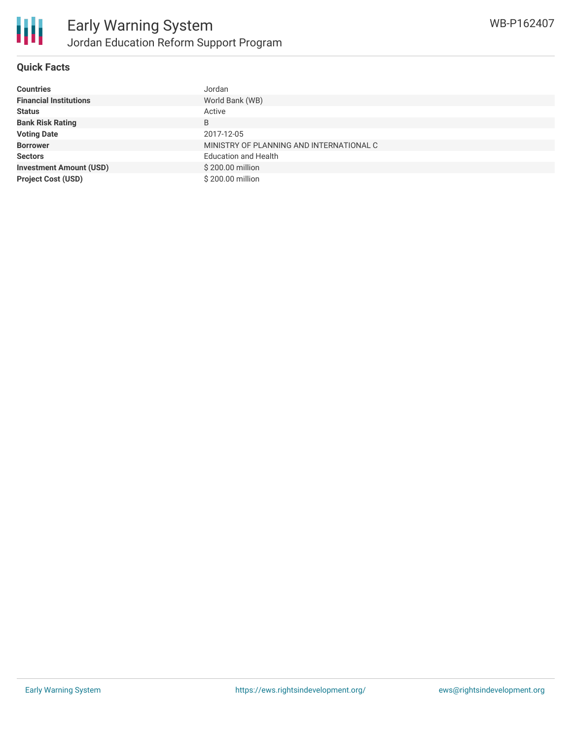## Quick Facts

| | |
|---|---|
| **Countries** | Jordan |
| **Financial Institutions** | World Bank (WB) |
| **Status** | Active |
| **Bank Risk Rating** | B |
| **Voting Date** | 2017-12-05 |
| **Borrower** | MINISTRY OF PLANNING AND INTERNATIONAL C |
| **Sectors** | Education and Health |
| **Investment Amount (USD)** | $ 200.00 million |
| **Project Cost (USD)** | $ 200.00 million |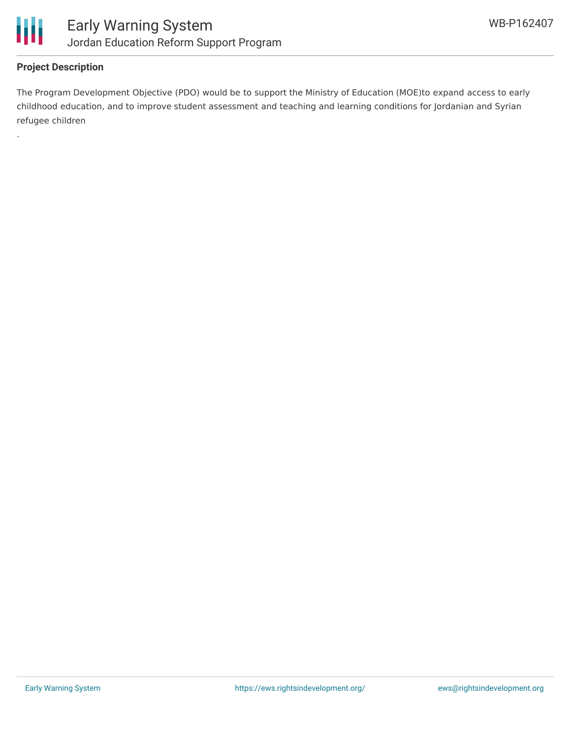**Project Description**

The Program Development Objective (PDO) would be to support the Ministry of Education (MOE)to expand access to early childhood education, and to improve student assessment and teaching and learning conditions for Jordanian and Syrian refugee children

.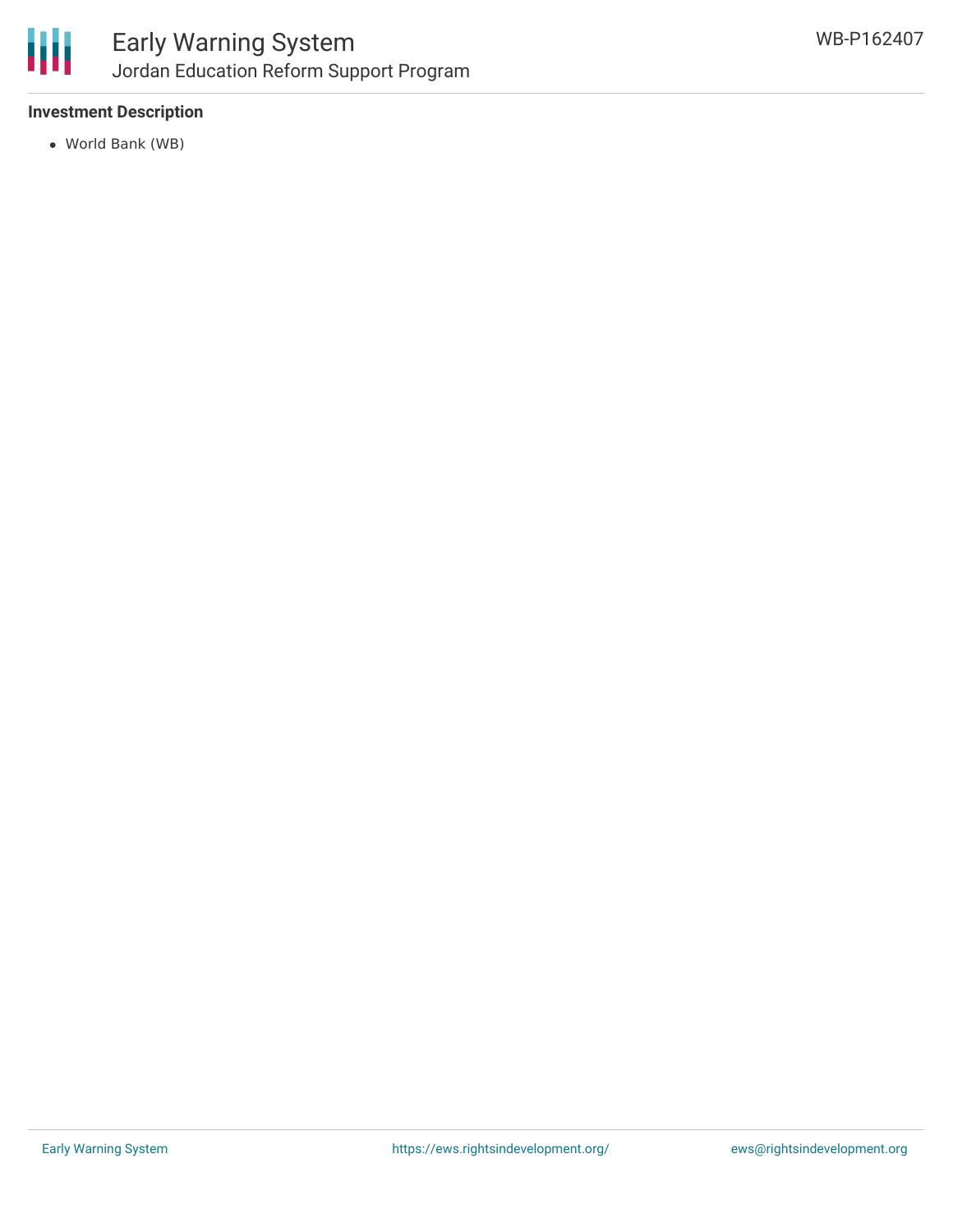**Investment Description**

- World Bank (WB)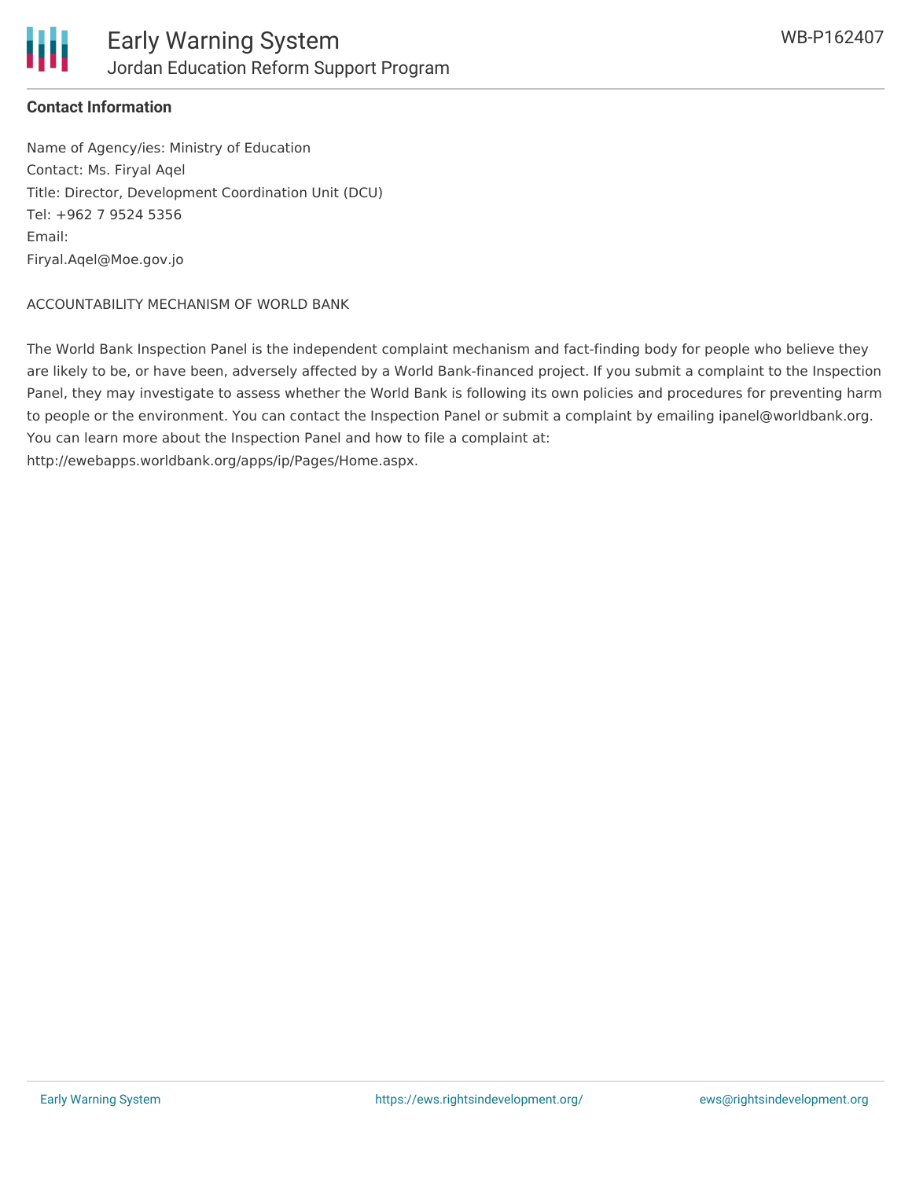**Contact Information**

Name of Agency/ies: Ministry of Education
Contact: Ms. Firyal Aqel
Title: Director, Development Coordination Unit (DCU)
Tel: +962 7 9524 5356
Email:
Firyal.Aqel@Moe.gov.jo

ACCOUNTABILITY MECHANISM OF WORLD BANK

The World Bank Inspection Panel is the independent complaint mechanism and fact-finding body for people who believe they are likely to be, or have been, adversely affected by a World Bank-financed project. If you submit a complaint to the Inspection Panel, they may investigate to assess whether the World Bank is following its own policies and procedures for preventing harm to people or the environment. You can contact the Inspection Panel or submit a complaint by emailing ipanel@worldbank.org. You can learn more about the Inspection Panel and how to file a complaint at: http://ewebapps.worldbank.org/apps/ip/Pages/Home.aspx.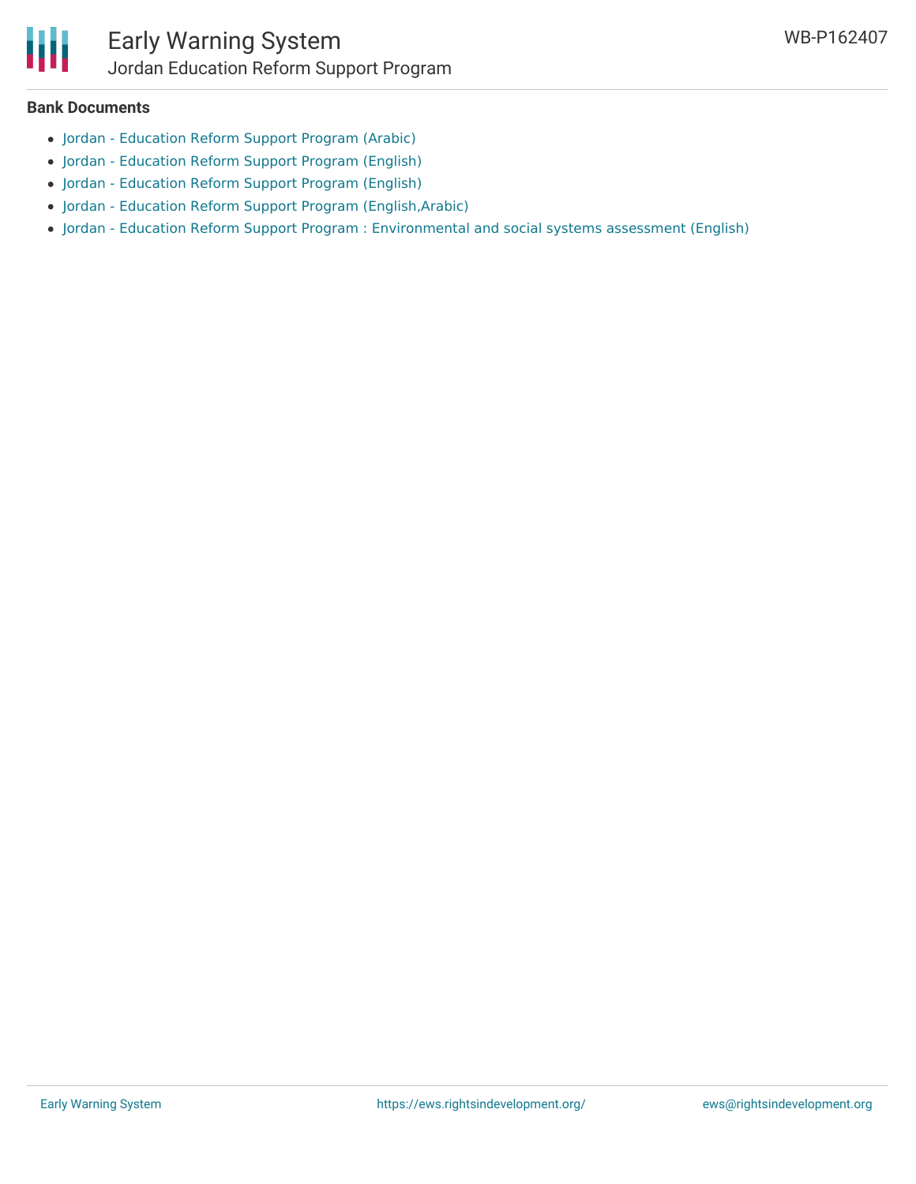**Bank Documents**

- Jordan - Education Reform Support Program (Arabic)
- Jordan - Education Reform Support Program (English)
- Jordan - Education Reform Support Program (English)
- Jordan - Education Reform Support Program (English,Arabic)
- Jordan - Education Reform Support Program : Environmental and social systems assessment (English)